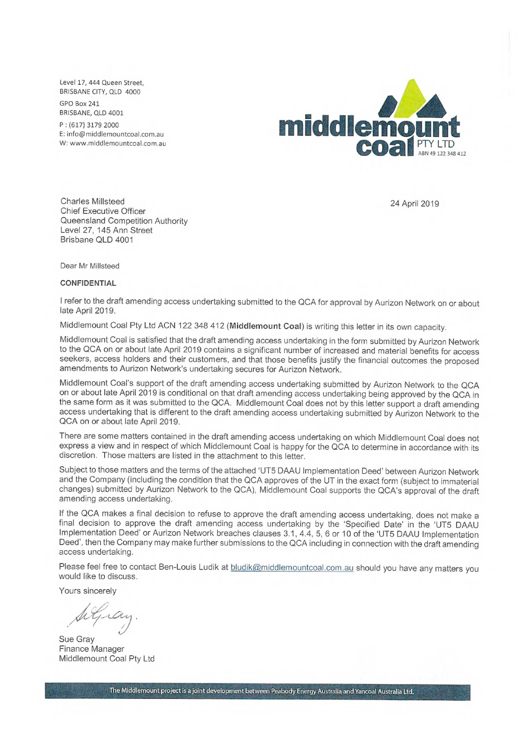Level 17, 444 Queen Street,
BRISBANE CITY, QLD 4000

GPO Box 241
BRISBANE, QLD 4001

P : (617) 3179 2000
E: info@middlemountcoal.com.au
W: www.middlemountcoal.com.au

**middlemount coal** PTY LTD
ABN 49 122 348 412

Charles Millsteed
Chief Executive Officer
Queensland Competition Authority
Level 27, 145 Ann Street
Brisbane QLD 4001

24 April 2019

Dear Mr Millsteed

**CONFIDENTIAL**

I refer to the draft amending access undertaking submitted to the QCA for approval by Aurizon Network on or about late April 2019.

Middlemount Coal Pty Ltd ACN 122 348 412 (**Middlemount Coal**) is writing this letter in its own capacity.

Middlemount Coal is satisfied that the draft amending access undertaking in the form submitted by Aurizon Network to the QCA on or about late April 2019 contains a significant number of increased and material benefits for access seekers, access holders and their customers, and that those benefits justify the financial outcomes the proposed amendments to Aurizon Network's undertaking secures for Aurizon Network.

Middlemount Coal's support of the draft amending access undertaking submitted by Aurizon Network to the QCA on or about late April 2019 is conditional on that draft amending access undertaking being approved by the QCA in the same form as it was submitted to the QCA. Middlemount Coal does not by this letter support a draft amending access undertaking that is different to the draft amending access undertaking submitted by Aurizon Network to the QCA on or about late April 2019.

There are some matters contained in the draft amending access undertaking on which Middlemount Coal does not express a view and in respect of which Middlemount Coal is happy for the QCA to determine in accordance with its discretion. Those matters are listed in the attachment to this letter.

Subject to those matters and the terms of the attached 'UT5 DAAU Implementation Deed' between Aurizon Network and the Company (including the condition that the QCA approves of the UT in the exact form (subject to immaterial changes) submitted by Aurizon Network to the QCA), Middlemount Coal supports the QCA's approval of the draft amending access undertaking.

If the QCA makes a final decision to refuse to approve the draft amending access undertaking, does not make a final decision to approve the draft amending access undertaking by the 'Specified Date' in the 'UT5 DAAU Implementation Deed' or Aurizon Network breaches clauses 3.1, 4.4, 5, 6 or 10 of the 'UT5 DAAU Implementation Deed', then the Company may make further submissions to the QCA including in connection with the draft amending access undertaking.

Please feel free to contact Ben-Louis Ludik at bludik@middlemountcoal.com.au should you have any matters you would like to discuss.

Yours sincerely

Sue Gray
Finance Manager
Middlemount Coal Pty Ltd

The Middlemount project is a joint development between Peabody Energy Australia and Yancoal Australia Ltd.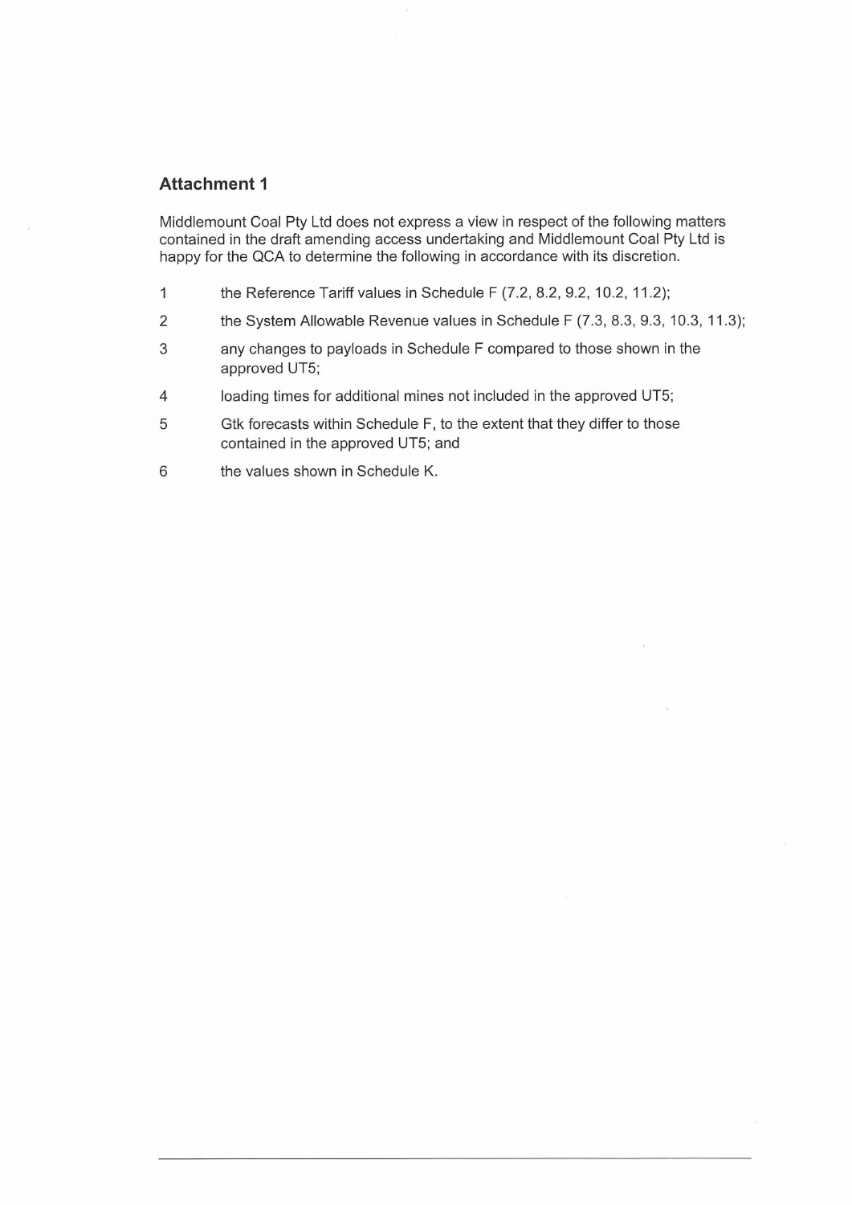## Attachment 1

Middlemount Coal Pty Ltd does not express a view in respect of the following matters contained in the draft amending access undertaking and Middlemount Coal Pty Ltd is happy for the QCA to determine the following in accordance with its discretion.

1. the Reference Tariff values in Schedule F (7.2, 8.2, 9.2, 10.2, 11.2);
2. the System Allowable Revenue values in Schedule F (7.3, 8.3, 9.3, 10.3, 11.3);
3. any changes to payloads in Schedule F compared to those shown in the approved UT5;
4. loading times for additional mines not included in the approved UT5;
5. Gtk forecasts within Schedule F, to the extent that they differ to those contained in the approved UT5; and
6. the values shown in Schedule K.